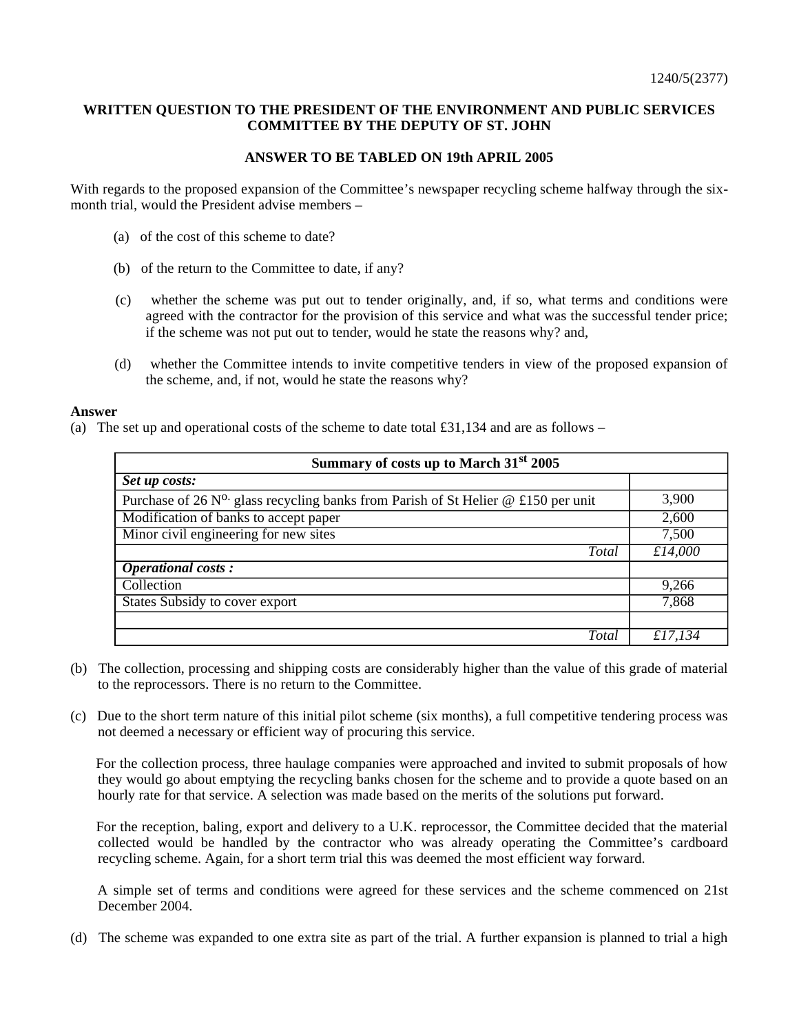1240/5(2377)

**WRITTEN QUESTION TO THE PRESIDENT OF THE ENVIRONMENT AND PUBLIC SERVICES COMMITTEE BY THE DEPUTY OF ST. JOHN**

**ANSWER TO BE TABLED ON 19th APRIL 2005**

With regards to the proposed expansion of the Committee's newspaper recycling scheme halfway through the six-month trial, would the President advise members –

(a) of the cost of this scheme to date?

(b) of the return to the Committee to date, if any?

(c) whether the scheme was put out to tender originally, and, if so, what terms and conditions were agreed with the contractor for the provision of this service and what was the successful tender price; if the scheme was not put out to tender, would he state the reasons why? and,

(d) whether the Committee intends to invite competitive tenders in view of the proposed expansion of the scheme, and, if not, would he state the reasons why?

**Answer**

(a) The set up and operational costs of the scheme to date total £31,134 and are as follows –

| **Summary of costs up to March 31st 2005** | |
|---|---|
| ***Set up costs:*** | |
| Purchase of 26 No. glass recycling banks from Parish of St Helier @ £150 per unit | 3,900 |
| Modification of banks to accept paper | 2,600 |
| Minor civil engineering for new sites | 7,500 |
| *Total* | *£14,000* |
| ***Operational costs :*** | |
| Collection | 9,266 |
| States Subsidy to cover export | 7,868 |
| | |
| *Total* | *£17,134* |

(b) The collection, processing and shipping costs are considerably higher than the value of this grade of material to the reprocessors. There is no return to the Committee.

(c) Due to the short term nature of this initial pilot scheme (six months), a full competitive tendering process was not deemed a necessary or efficient way of procuring this service.

For the collection process, three haulage companies were approached and invited to submit proposals of how they would go about emptying the recycling banks chosen for the scheme and to provide a quote based on an hourly rate for that service. A selection was made based on the merits of the solutions put forward.

For the reception, baling, export and delivery to a U.K. reprocessor, the Committee decided that the material collected would be handled by the contractor who was already operating the Committee's cardboard recycling scheme. Again, for a short term trial this was deemed the most efficient way forward.

A simple set of terms and conditions were agreed for these services and the scheme commenced on 21st December 2004.

(d) The scheme was expanded to one extra site as part of the trial. A further expansion is planned to trial a high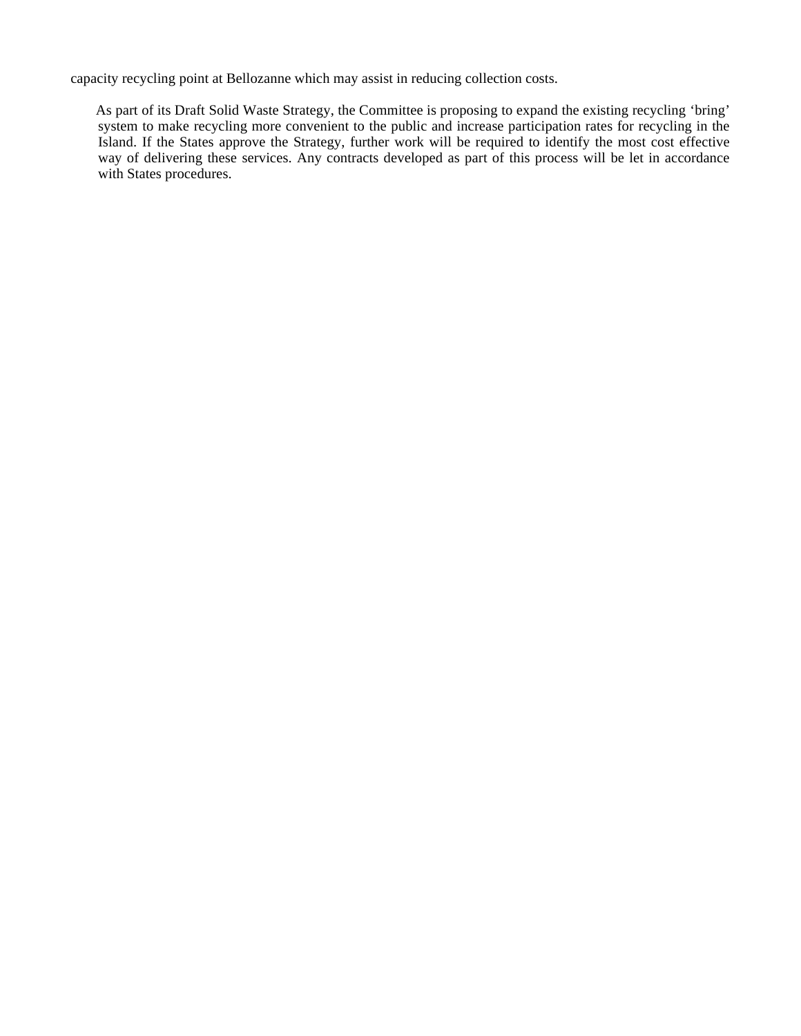capacity recycling point at Bellozanne which may assist in reducing collection costs.

As part of its Draft Solid Waste Strategy, the Committee is proposing to expand the existing recycling 'bring' system to make recycling more convenient to the public and increase participation rates for recycling in the Island. If the States approve the Strategy, further work will be required to identify the most cost effective way of delivering these services. Any contracts developed as part of this process will be let in accordance with States procedures.